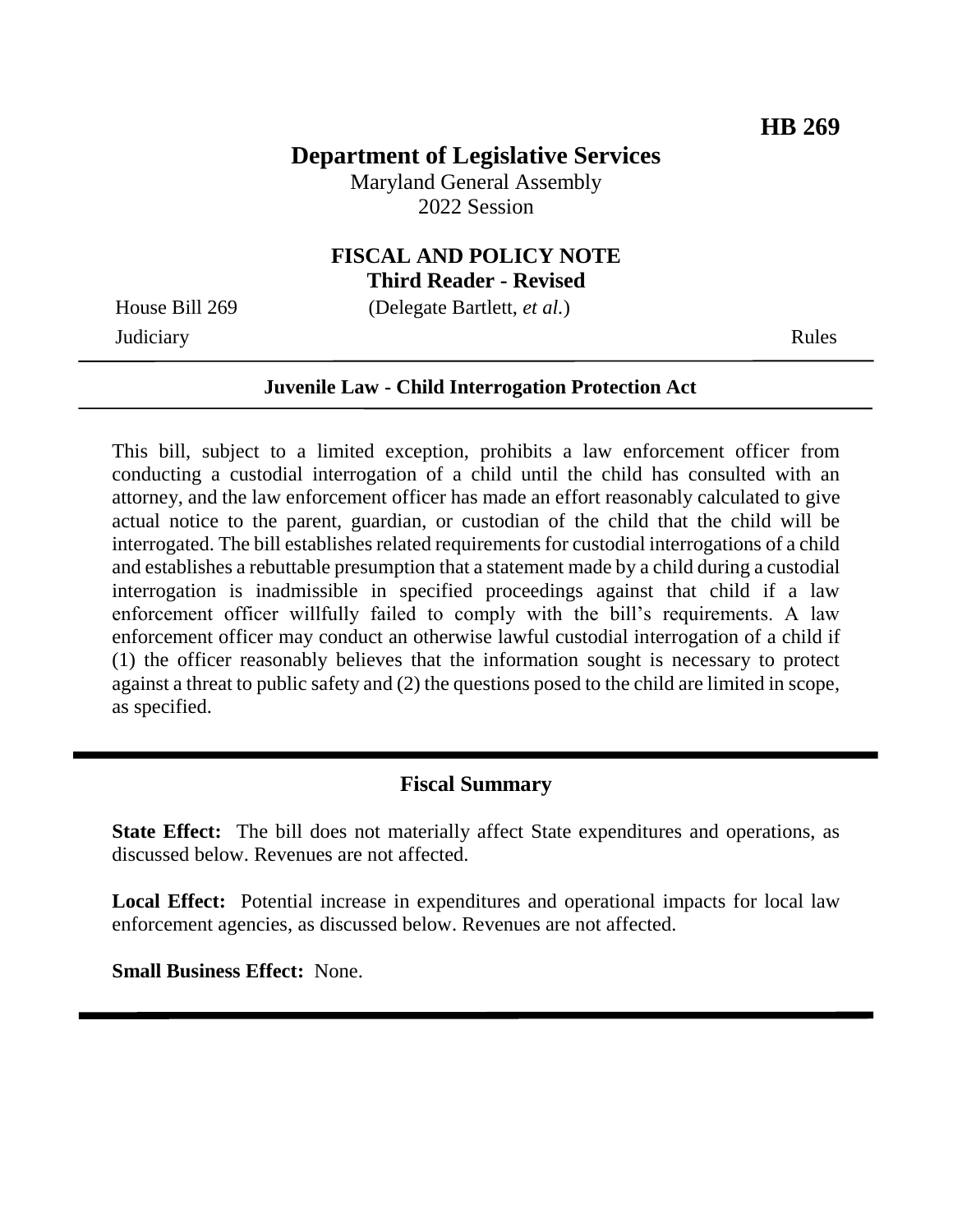HB 269

# Department of Legislative Services

Maryland General Assembly
2022 Session

## FISCAL AND POLICY NOTE
**Third Reader - Revised**

House Bill 269 (Delegate Bartlett, *et al.*)
Judiciary Rules

---

**Juvenile Law - Child Interrogation Protection Act**

---

This bill, subject to a limited exception, prohibits a law enforcement officer from conducting a custodial interrogation of a child until the child has consulted with an attorney, and the law enforcement officer has made an effort reasonably calculated to give actual notice to the parent, guardian, or custodian of the child that the child will be interrogated. The bill establishes related requirements for custodial interrogations of a child and establishes a rebuttable presumption that a statement made by a child during a custodial interrogation is inadmissible in specified proceedings against that child if a law enforcement officer willfully failed to comply with the bill's requirements. A law enforcement officer may conduct an otherwise lawful custodial interrogation of a child if (1) the officer reasonably believes that the information sought is necessary to protect against a threat to public safety and (2) the questions posed to the child are limited in scope, as specified.

---

## Fiscal Summary

**State Effect:** The bill does not materially affect State expenditures and operations, as discussed below. Revenues are not affected.

**Local Effect:** Potential increase in expenditures and operational impacts for local law enforcement agencies, as discussed below. Revenues are not affected.

**Small Business Effect:** None.

---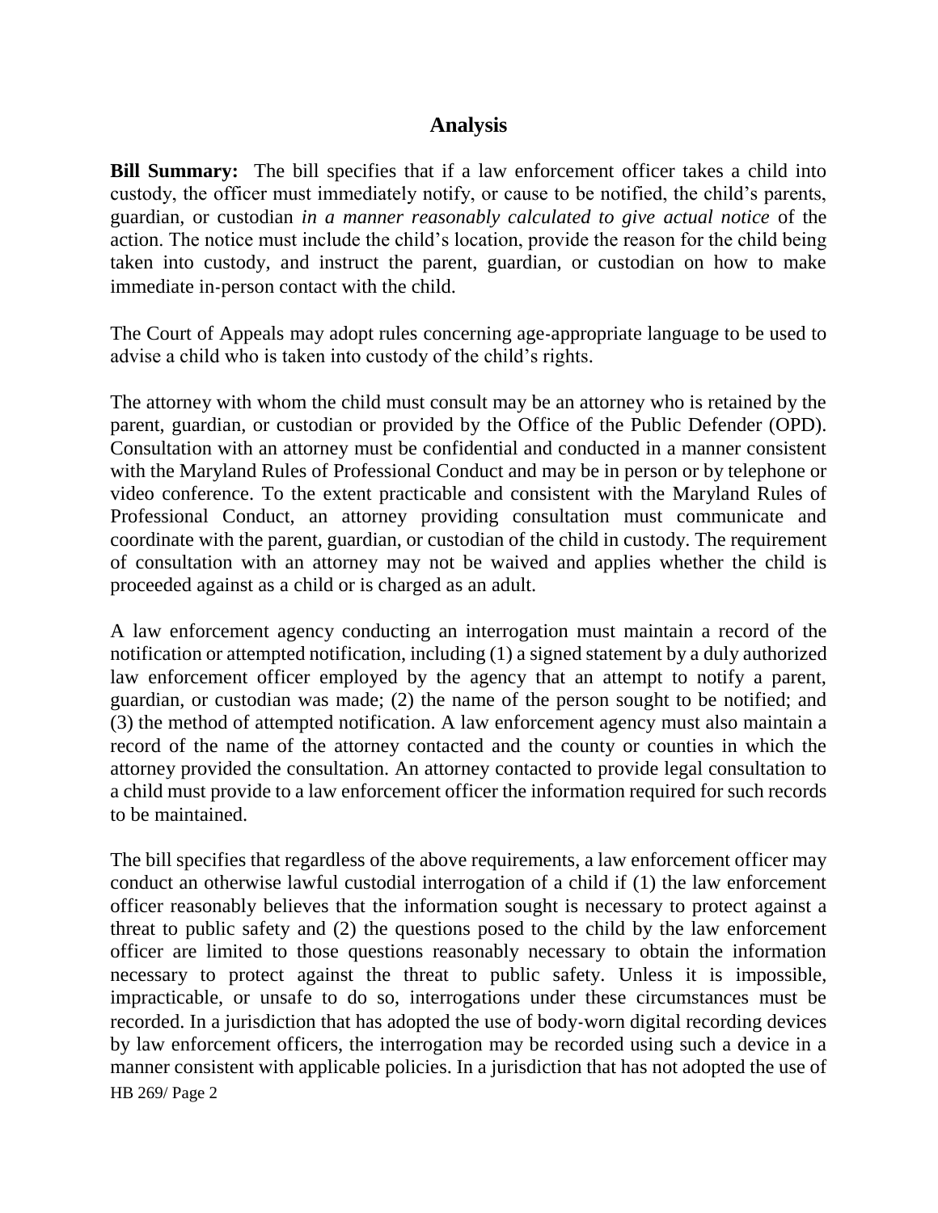## Analysis

**Bill Summary:** The bill specifies that if a law enforcement officer takes a child into custody, the officer must immediately notify, or cause to be notified, the child's parents, guardian, or custodian *in a manner reasonably calculated to give actual notice* of the action. The notice must include the child's location, provide the reason for the child being taken into custody, and instruct the parent, guardian, or custodian on how to make immediate in-person contact with the child.

The Court of Appeals may adopt rules concerning age-appropriate language to be used to advise a child who is taken into custody of the child's rights.

The attorney with whom the child must consult may be an attorney who is retained by the parent, guardian, or custodian or provided by the Office of the Public Defender (OPD). Consultation with an attorney must be confidential and conducted in a manner consistent with the Maryland Rules of Professional Conduct and may be in person or by telephone or video conference. To the extent practicable and consistent with the Maryland Rules of Professional Conduct, an attorney providing consultation must communicate and coordinate with the parent, guardian, or custodian of the child in custody. The requirement of consultation with an attorney may not be waived and applies whether the child is proceeded against as a child or is charged as an adult.

A law enforcement agency conducting an interrogation must maintain a record of the notification or attempted notification, including (1) a signed statement by a duly authorized law enforcement officer employed by the agency that an attempt to notify a parent, guardian, or custodian was made; (2) the name of the person sought to be notified; and (3) the method of attempted notification. A law enforcement agency must also maintain a record of the name of the attorney contacted and the county or counties in which the attorney provided the consultation. An attorney contacted to provide legal consultation to a child must provide to a law enforcement officer the information required for such records to be maintained.

The bill specifies that regardless of the above requirements, a law enforcement officer may conduct an otherwise lawful custodial interrogation of a child if (1) the law enforcement officer reasonably believes that the information sought is necessary to protect against a threat to public safety and (2) the questions posed to the child by the law enforcement officer are limited to those questions reasonably necessary to obtain the information necessary to protect against the threat to public safety. Unless it is impossible, impracticable, or unsafe to do so, interrogations under these circumstances must be recorded. In a jurisdiction that has adopted the use of body-worn digital recording devices by law enforcement officers, the interrogation may be recorded using such a device in a manner consistent with applicable policies. In a jurisdiction that has not adopted the use of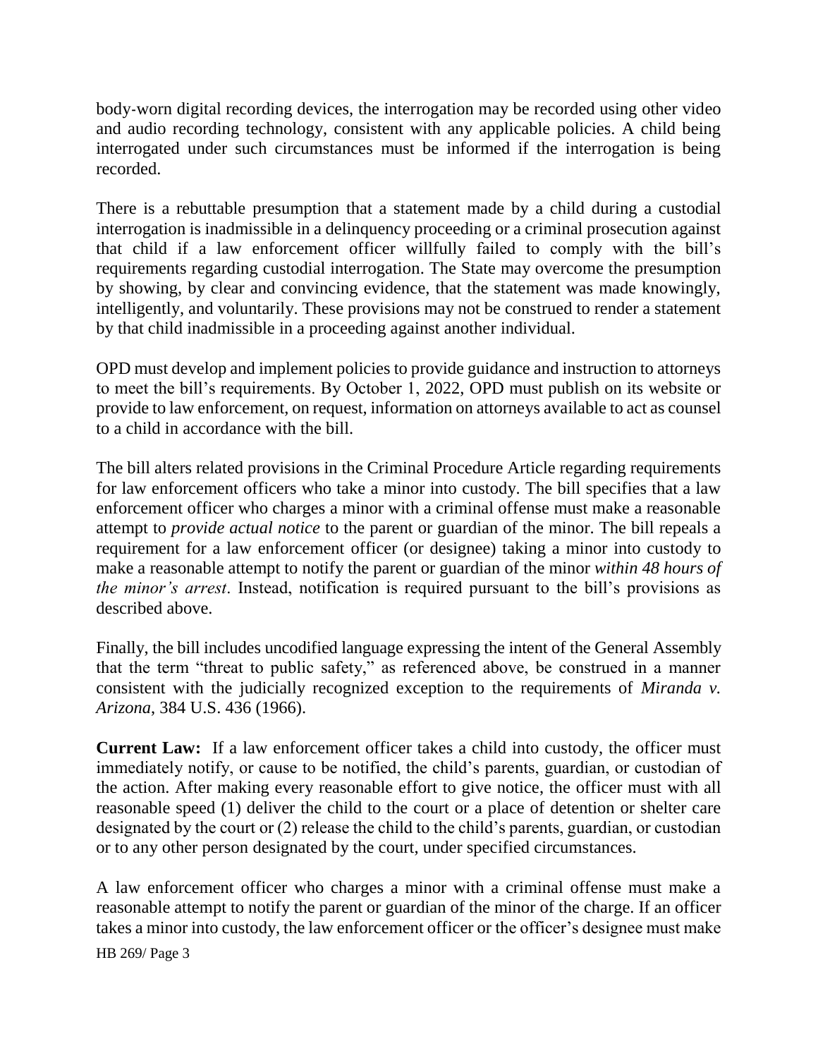body-worn digital recording devices, the interrogation may be recorded using other video and audio recording technology, consistent with any applicable policies. A child being interrogated under such circumstances must be informed if the interrogation is being recorded.

There is a rebuttable presumption that a statement made by a child during a custodial interrogation is inadmissible in a delinquency proceeding or a criminal prosecution against that child if a law enforcement officer willfully failed to comply with the bill's requirements regarding custodial interrogation. The State may overcome the presumption by showing, by clear and convincing evidence, that the statement was made knowingly, intelligently, and voluntarily. These provisions may not be construed to render a statement by that child inadmissible in a proceeding against another individual.

OPD must develop and implement policies to provide guidance and instruction to attorneys to meet the bill's requirements. By October 1, 2022, OPD must publish on its website or provide to law enforcement, on request, information on attorneys available to act as counsel to a child in accordance with the bill.

The bill alters related provisions in the Criminal Procedure Article regarding requirements for law enforcement officers who take a minor into custody. The bill specifies that a law enforcement officer who charges a minor with a criminal offense must make a reasonable attempt to *provide actual notice* to the parent or guardian of the minor. The bill repeals a requirement for a law enforcement officer (or designee) taking a minor into custody to make a reasonable attempt to notify the parent or guardian of the minor *within 48 hours of the minor's arrest*. Instead, notification is required pursuant to the bill's provisions as described above.

Finally, the bill includes uncodified language expressing the intent of the General Assembly that the term "threat to public safety," as referenced above, be construed in a manner consistent with the judicially recognized exception to the requirements of *Miranda v. Arizona*, 384 U.S. 436 (1966).

**Current Law:** If a law enforcement officer takes a child into custody, the officer must immediately notify, or cause to be notified, the child's parents, guardian, or custodian of the action. After making every reasonable effort to give notice, the officer must with all reasonable speed (1) deliver the child to the court or a place of detention or shelter care designated by the court or (2) release the child to the child's parents, guardian, or custodian or to any other person designated by the court, under specified circumstances.

A law enforcement officer who charges a minor with a criminal offense must make a reasonable attempt to notify the parent or guardian of the minor of the charge. If an officer takes a minor into custody, the law enforcement officer or the officer's designee must make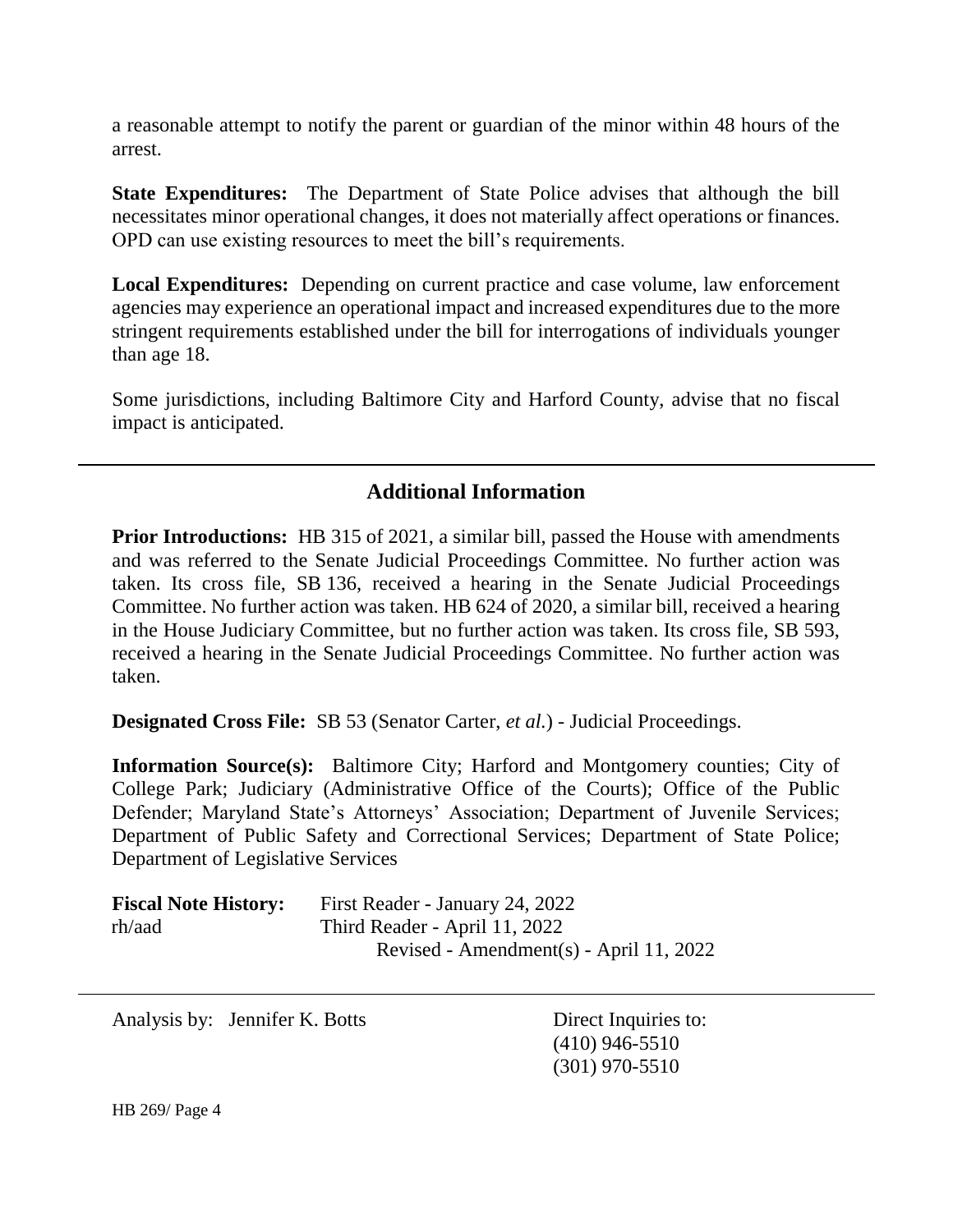a reasonable attempt to notify the parent or guardian of the minor within 48 hours of the arrest.

**State Expenditures:** The Department of State Police advises that although the bill necessitates minor operational changes, it does not materially affect operations or finances. OPD can use existing resources to meet the bill's requirements.

**Local Expenditures:** Depending on current practice and case volume, law enforcement agencies may experience an operational impact and increased expenditures due to the more stringent requirements established under the bill for interrogations of individuals younger than age 18.

Some jurisdictions, including Baltimore City and Harford County, advise that no fiscal impact is anticipated.

---

## Additional Information

**Prior Introductions:** HB 315 of 2021, a similar bill, passed the House with amendments and was referred to the Senate Judicial Proceedings Committee. No further action was taken. Its cross file, SB 136, received a hearing in the Senate Judicial Proceedings Committee. No further action was taken. HB 624 of 2020, a similar bill, received a hearing in the House Judiciary Committee, but no further action was taken. Its cross file, SB 593, received a hearing in the Senate Judicial Proceedings Committee. No further action was taken.

**Designated Cross File:** SB 53 (Senator Carter, *et al.*) - Judicial Proceedings.

**Information Source(s):** Baltimore City; Harford and Montgomery counties; City of College Park; Judiciary (Administrative Office of the Courts); Office of the Public Defender; Maryland State's Attorneys' Association; Department of Juvenile Services; Department of Public Safety and Correctional Services; Department of State Police; Department of Legislative Services

**Fiscal Note History:** First Reader - January 24, 2022
rh/aad Third Reader - April 11, 2022
Revised - Amendment(s) - April 11, 2022

---

Analysis by: Jennifer K. Botts

Direct Inquiries to:
(410) 946-5510
(301) 970-5510